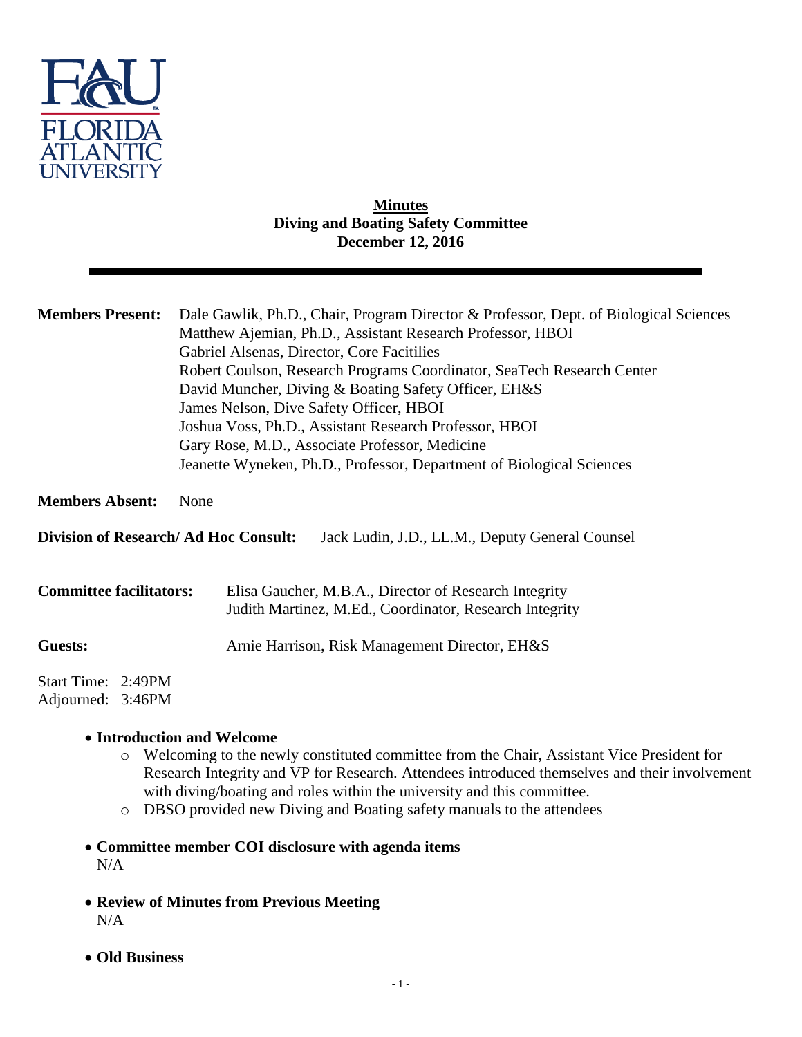**Minutes**
**Diving and Boating Safety Committee**
**December 12, 2016**

---

**Members Present:** Dale Gawlik, Ph.D., Chair, Program Director & Professor, Dept. of Biological Sciences
Matthew Ajemian, Ph.D., Assistant Research Professor, HBOI
Gabriel Alsenas, Director, Core Facitilies
Robert Coulson, Research Programs Coordinator, SeaTech Research Center
David Muncher, Diving & Boating Safety Officer, EH&S
James Nelson, Dive Safety Officer, HBOI
Joshua Voss, Ph.D., Assistant Research Professor, HBOI
Gary Rose, M.D., Associate Professor, Medicine
Jeanette Wyneken, Ph.D., Professor, Department of Biological Sciences

**Members Absent:** None

**Division of Research/ Ad Hoc Consult:** Jack Ludin, J.D., LL.M., Deputy General Counsel

**Committee facilitators:** Elisa Gaucher, M.B.A., Director of Research Integrity
Judith Martinez, M.Ed., Coordinator, Research Integrity

**Guests:** Arnie Harrison, Risk Management Director, EH&S

Start Time: 2:49PM
Adjourned: 3:46PM

- **Introduction and Welcome**
  - Welcoming to the newly constituted committee from the Chair, Assistant Vice President for Research Integrity and VP for Research. Attendees introduced themselves and their involvement with diving/boating and roles within the university and this committee.
  - DBSO provided new Diving and Boating safety manuals to the attendees
- **Committee member COI disclosure with agenda items**
  N/A
- **Review of Minutes from Previous Meeting**
  N/A
- **Old Business**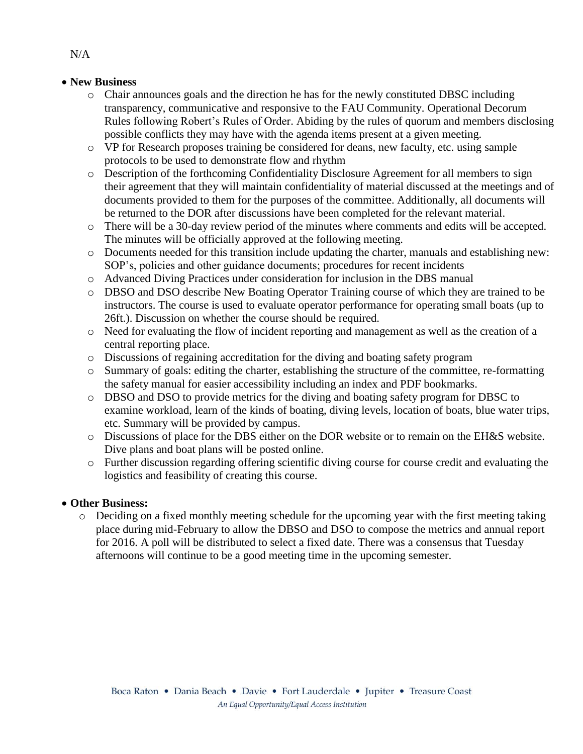N/A

- **New Business**
  - Chair announces goals and the direction he has for the newly constituted DBSC including transparency, communicative and responsive to the FAU Community. Operational Decorum Rules following Robert's Rules of Order. Abiding by the rules of quorum and members disclosing possible conflicts they may have with the agenda items present at a given meeting.
  - VP for Research proposes training be considered for deans, new faculty, etc. using sample protocols to be used to demonstrate flow and rhythm
  - Description of the forthcoming Confidentiality Disclosure Agreement for all members to sign their agreement that they will maintain confidentiality of material discussed at the meetings and of documents provided to them for the purposes of the committee. Additionally, all documents will be returned to the DOR after discussions have been completed for the relevant material.
  - There will be a 30-day review period of the minutes where comments and edits will be accepted. The minutes will be officially approved at the following meeting.
  - Documents needed for this transition include updating the charter, manuals and establishing new: SOP's, policies and other guidance documents; procedures for recent incidents
  - Advanced Diving Practices under consideration for inclusion in the DBS manual
  - DBSO and DSO describe New Boating Operator Training course of which they are trained to be instructors. The course is used to evaluate operator performance for operating small boats (up to 26ft.). Discussion on whether the course should be required.
  - Need for evaluating the flow of incident reporting and management as well as the creation of a central reporting place.
  - Discussions of regaining accreditation for the diving and boating safety program
  - Summary of goals: editing the charter, establishing the structure of the committee, re-formatting the safety manual for easier accessibility including an index and PDF bookmarks.
  - DBSO and DSO to provide metrics for the diving and boating safety program for DBSC to examine workload, learn of the kinds of boating, diving levels, location of boats, blue water trips, etc. Summary will be provided by campus.
  - Discussions of place for the DBS either on the DOR website or to remain on the EH&S website. Dive plans and boat plans will be posted online.
  - Further discussion regarding offering scientific diving course for course credit and evaluating the logistics and feasibility of creating this course.

- **Other Business:**
  - Deciding on a fixed monthly meeting schedule for the upcoming year with the first meeting taking place during mid-February to allow the DBSO and DSO to compose the metrics and annual report for 2016. A poll will be distributed to select a fixed date. There was a consensus that Tuesday afternoons will continue to be a good meeting time in the upcoming semester.